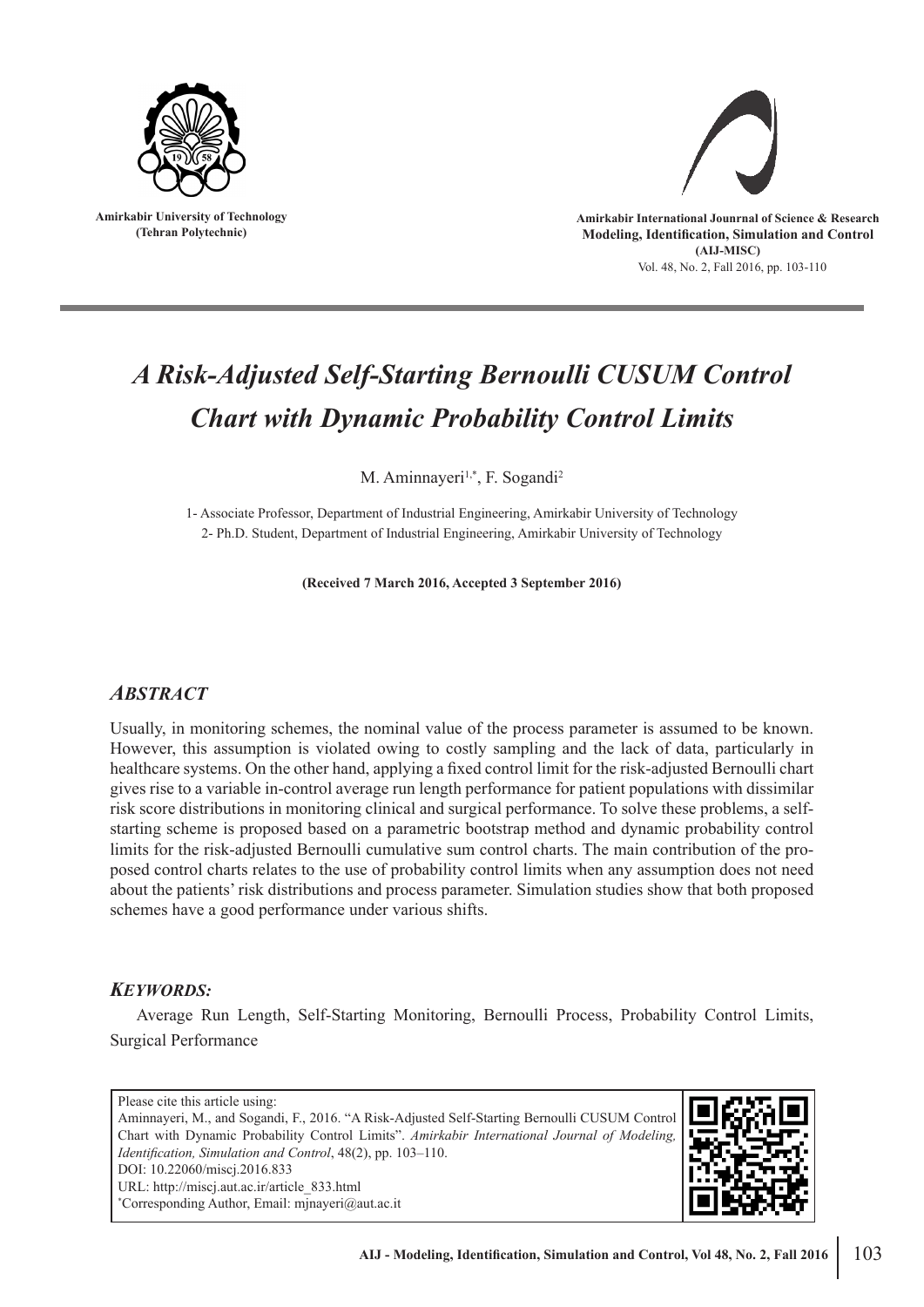Amirkabir University of Technology
(Tehran Polytechnic)

Amirkabir International Jounrnal of Science & Research
Modeling, Identification, Simulation and Control
(AIJ-MISC)
Vol. 48, No. 2, Fall 2016, pp. 103-110

# *A Risk-Adjusted Self-Starting Bernoulli CUSUM Control Chart with Dynamic Probability Control Limits*

M. Aminnayeri[1,*], F. Sogandi[2]

1- Associate Professor, Department of Industrial Engineering, Amirkabir University of Technology
2- Ph.D. Student, Department of Industrial Engineering, Amirkabir University of Technology

**(Received 7 March 2016, Accepted 3 September 2016)**

## *ABSTRACT*

Usually, in monitoring schemes, the nominal value of the process parameter is assumed to be known. However, this assumption is violated owing to costly sampling and the lack of data, particularly in healthcare systems. On the other hand, applying a fixed control limit for the risk-adjusted Bernoulli chart gives rise to a variable in-control average run length performance for patient populations with dissimilar risk score distributions in monitoring clinical and surgical performance. To solve these problems, a self-starting scheme is proposed based on a parametric bootstrap method and dynamic probability control limits for the risk-adjusted Bernoulli cumulative sum control charts. The main contribution of the proposed control charts relates to the use of probability control limits when any assumption does not need about the patients' risk distributions and process parameter. Simulation studies show that both proposed schemes have a good performance under various shifts.

## *KEYWORDS:*

Average Run Length, Self-Starting Monitoring, Bernoulli Process, Probability Control Limits, Surgical Performance

Please cite this article using:
Aminnayeri, M., and Sogandi, F., 2016. "A Risk-Adjusted Self-Starting Bernoulli CUSUM Control Chart with Dynamic Probability Control Limits". *Amirkabir International Journal of Modeling, Identification, Simulation and Control*, 48(2), pp. 103–110.
DOI: 10.22060/miscj.2016.833
URL: http://miscj.aut.ac.ir/article_833.html
*Corresponding Author, Email: mjnayeri@aut.ac.it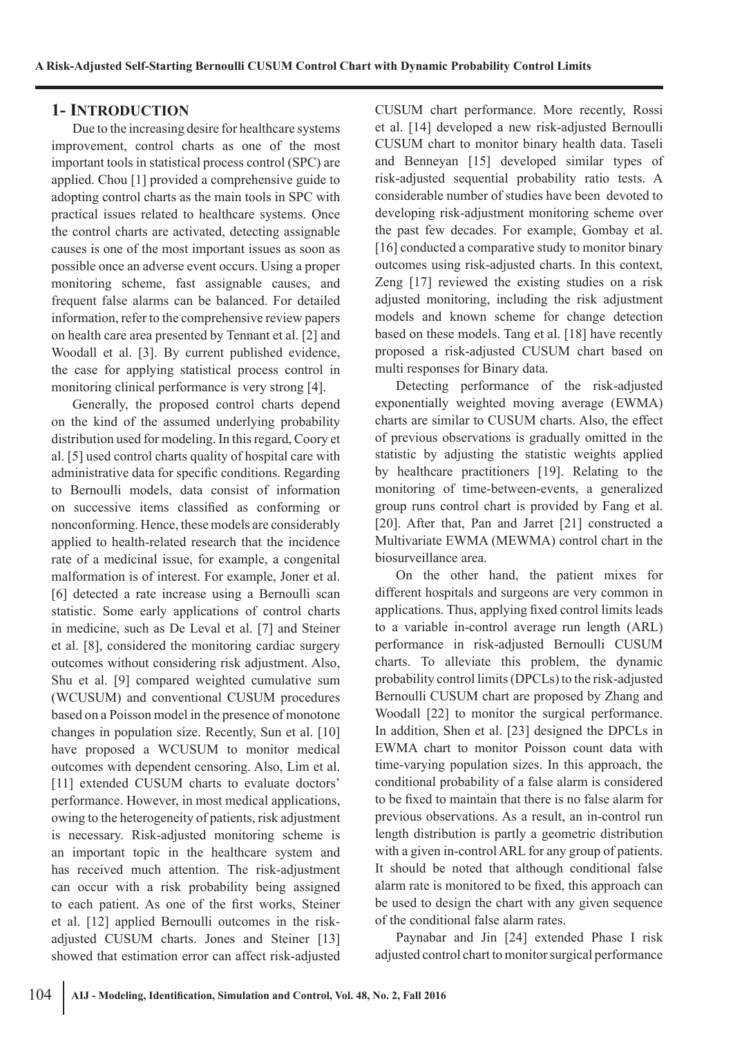## 1- Introduction

Due to the increasing desire for healthcare systems improvement, control charts as one of the most important tools in statistical process control (SPC) are applied. Chou [1] provided a comprehensive guide to adopting control charts as the main tools in SPC with practical issues related to healthcare systems. Once the control charts are activated, detecting assignable causes is one of the most important issues as soon as possible once an adverse event occurs. Using a proper monitoring scheme, fast assignable causes, and frequent false alarms can be balanced. For detailed information, refer to the comprehensive review papers on health care area presented by Tennant et al. [2] and Woodall et al. [3]. By current published evidence, the case for applying statistical process control in monitoring clinical performance is very strong [4].

Generally, the proposed control charts depend on the kind of the assumed underlying probability distribution used for modeling. In this regard, Coory et al. [5] used control charts quality of hospital care with administrative data for specific conditions. Regarding to Bernoulli models, data consist of information on successive items classified as conforming or nonconforming. Hence, these models are considerably applied to health-related research that the incidence rate of a medicinal issue, for example, a congenital malformation is of interest. For example, Joner et al. [6] detected a rate increase using a Bernoulli scan statistic. Some early applications of control charts in medicine, such as De Leval et al. [7] and Steiner et al. [8], considered the monitoring cardiac surgery outcomes without considering risk adjustment. Also, Shu et al. [9] compared weighted cumulative sum (WCUSUM) and conventional CUSUM procedures based on a Poisson model in the presence of monotone changes in population size. Recently, Sun et al. [10] have proposed a WCUSUM to monitor medical outcomes with dependent censoring. Also, Lim et al. [11] extended CUSUM charts to evaluate doctors' performance. However, in most medical applications, owing to the heterogeneity of patients, risk adjustment is necessary. Risk-adjusted monitoring scheme is an important topic in the healthcare system and has received much attention. The risk-adjustment can occur with a risk probability being assigned to each patient. As one of the first works, Steiner et al. [12] applied Bernoulli outcomes in the risk-adjusted CUSUM charts. Jones and Steiner [13] showed that estimation error can affect risk-adjusted CUSUM chart performance. More recently, Rossi et al. [14] developed a new risk-adjusted Bernoulli CUSUM chart to monitor binary health data. Taseli and Benneyan [15] developed similar types of risk-adjusted sequential probability ratio tests. A considerable number of studies have been devoted to developing risk-adjustment monitoring scheme over the past few decades. For example, Gombay et al. [16] conducted a comparative study to monitor binary outcomes using risk-adjusted charts. In this context, Zeng [17] reviewed the existing studies on a risk adjusted monitoring, including the risk adjustment models and known scheme for change detection based on these models. Tang et al. [18] have recently proposed a risk-adjusted CUSUM chart based on multi responses for Binary data.

Detecting performance of the risk-adjusted exponentially weighted moving average (EWMA) charts are similar to CUSUM charts. Also, the effect of previous observations is gradually omitted in the statistic by adjusting the statistic weights applied by healthcare practitioners [19]. Relating to the monitoring of time-between-events, a generalized group runs control chart is provided by Fang et al. [20]. After that, Pan and Jarret [21] constructed a Multivariate EWMA (MEWMA) control chart in the biosurveillance area.

On the other hand, the patient mixes for different hospitals and surgeons are very common in applications. Thus, applying fixed control limits leads to a variable in-control average run length (ARL) performance in risk-adjusted Bernoulli CUSUM charts. To alleviate this problem, the dynamic probability control limits (DPCLs) to the risk-adjusted Bernoulli CUSUM chart are proposed by Zhang and Woodall [22] to monitor the surgical performance. In addition, Shen et al. [23] designed the DPCLs in EWMA chart to monitor Poisson count data with time-varying population sizes. In this approach, the conditional probability of a false alarm is considered to be fixed to maintain that there is no false alarm for previous observations. As a result, an in-control run length distribution is partly a geometric distribution with a given in-control ARL for any group of patients. It should be noted that although conditional false alarm rate is monitored to be fixed, this approach can be used to design the chart with any given sequence of the conditional false alarm rates.

Paynabar and Jin [24] extended Phase I risk adjusted control chart to monitor surgical performance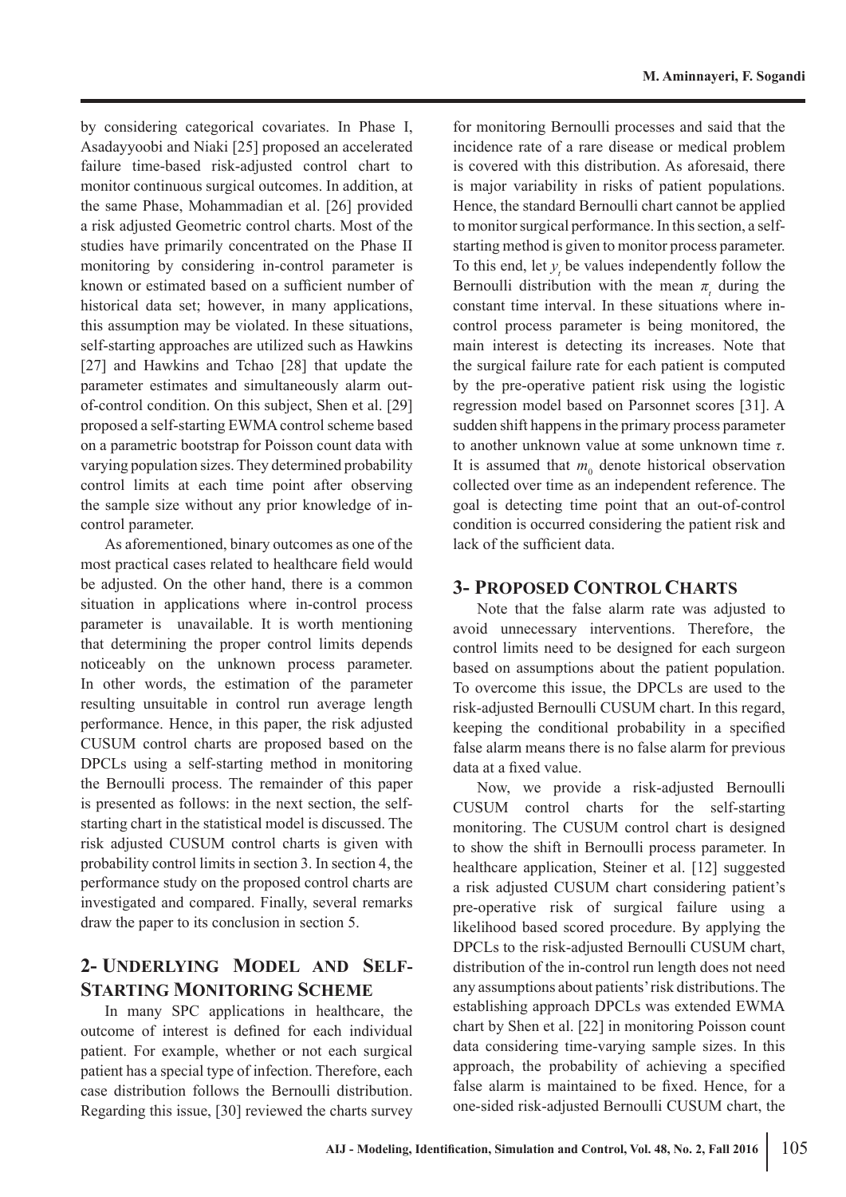by considering categorical covariates. In Phase I, Asadayyoobi and Niaki [25] proposed an accelerated failure time-based risk-adjusted control chart to monitor continuous surgical outcomes. In addition, at the same Phase, Mohammadian et al. [26] provided a risk adjusted Geometric control charts. Most of the studies have primarily concentrated on the Phase II monitoring by considering in-control parameter is known or estimated based on a sufficient number of historical data set; however, in many applications, this assumption may be violated. In these situations, self-starting approaches are utilized such as Hawkins [27] and Hawkins and Tchao [28] that update the parameter estimates and simultaneously alarm out-of-control condition. On this subject, Shen et al. [29] proposed a self-starting EWMA control scheme based on a parametric bootstrap for Poisson count data with varying population sizes. They determined probability control limits at each time point after observing the sample size without any prior knowledge of in-control parameter.

As aforementioned, binary outcomes as one of the most practical cases related to healthcare field would be adjusted. On the other hand, there is a common situation in applications where in-control process parameter is unavailable. It is worth mentioning that determining the proper control limits depends noticeably on the unknown process parameter. In other words, the estimation of the parameter resulting unsuitable in control run average length performance. Hence, in this paper, the risk adjusted CUSUM control charts are proposed based on the DPCLs using a self-starting method in monitoring the Bernoulli process. The remainder of this paper is presented as follows: in the next section, the self-starting chart in the statistical model is discussed. The risk adjusted CUSUM control charts is given with probability control limits in section 3. In section 4, the performance study on the proposed control charts are investigated and compared. Finally, several remarks draw the paper to its conclusion in section 5.

## 2- Underlying Model and Self-Starting Monitoring Scheme

In many SPC applications in healthcare, the outcome of interest is defined for each individual patient. For example, whether or not each surgical patient has a special type of infection. Therefore, each case distribution follows the Bernoulli distribution. Regarding this issue, [30] reviewed the charts survey for monitoring Bernoulli processes and said that the incidence rate of a rare disease or medical problem is covered with this distribution. As aforesaid, there is major variability in risks of patient populations. Hence, the standard Bernoulli chart cannot be applied to monitor surgical performance. In this section, a self-starting method is given to monitor process parameter. To this end, let $y_t$ be values independently follow the Bernoulli distribution with the mean $\pi_t$ during the constant time interval. In these situations where in-control process parameter is being monitored, the main interest is detecting its increases. Note that the surgical failure rate for each patient is computed by the pre-operative patient risk using the logistic regression model based on Parsonnet scores [31]. A sudden shift happens in the primary process parameter to another unknown value at some unknown time $\tau$. It is assumed that $m_0$ denote historical observation collected over time as an independent reference. The goal is detecting time point that an out-of-control condition is occurred considering the patient risk and lack of the sufficient data.

## 3- Proposed Control Charts

Note that the false alarm rate was adjusted to avoid unnecessary interventions. Therefore, the control limits need to be designed for each surgeon based on assumptions about the patient population. To overcome this issue, the DPCLs are used to the risk-adjusted Bernoulli CUSUM chart. In this regard, keeping the conditional probability in a specified false alarm means there is no false alarm for previous data at a fixed value.

Now, we provide a risk-adjusted Bernoulli CUSUM control charts for the self-starting monitoring. The CUSUM control chart is designed to show the shift in Bernoulli process parameter. In healthcare application, Steiner et al. [12] suggested a risk adjusted CUSUM chart considering patient's pre-operative risk of surgical failure using a likelihood based scored procedure. By applying the DPCLs to the risk-adjusted Bernoulli CUSUM chart, distribution of the in-control run length does not need any assumptions about patients' risk distributions. The establishing approach DPCLs was extended EWMA chart by Shen et al. [22] in monitoring Poisson count data considering time-varying sample sizes. In this approach, the probability of achieving a specified false alarm is maintained to be fixed. Hence, for a one-sided risk-adjusted Bernoulli CUSUM chart, the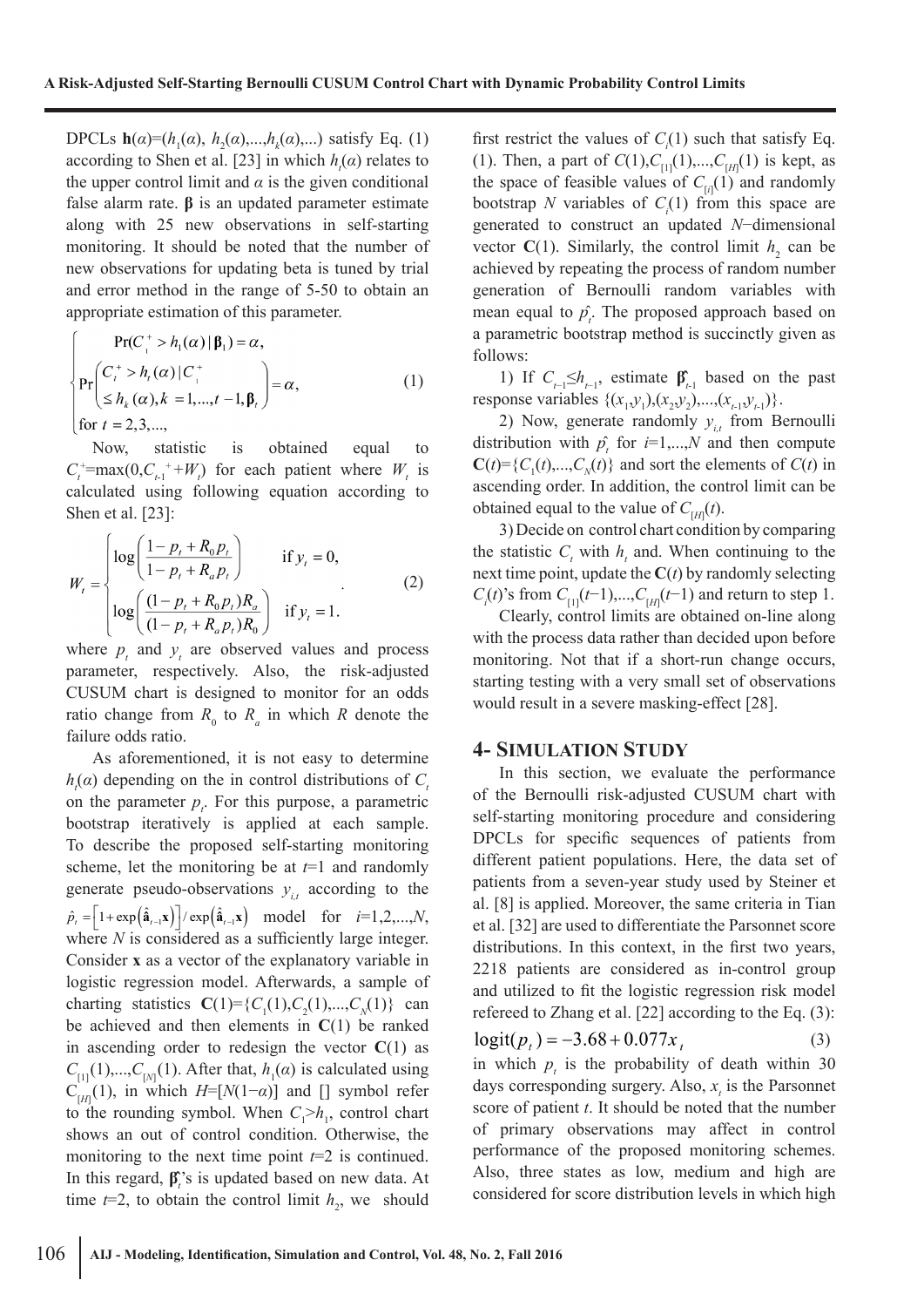DPCLs $\mathbf{h}(\alpha)=(h_1(\alpha), h_2(\alpha),...,h_k(\alpha),...)$ satisfy Eq. (1) according to Shen et al. [23] in which $h_t(\alpha)$ relates to the upper control limit and $\alpha$ is the given conditional false alarm rate. $\boldsymbol{\beta}$ is an updated parameter estimate along with 25 new observations in self-starting monitoring. It should be noted that the number of new observations for updating beta is tuned by trial and error method in the range of 5-50 to obtain an appropriate estimation of this parameter.

$$\begin{cases} \Pr(C_1^+ > h_1(\alpha) \mid \boldsymbol{\beta}_1) = \alpha, \\ \Pr\left( \begin{matrix} C_t^+ > h_t(\alpha) \mid C_1^+ \\ \leq h_k(\alpha), k = 1,...,t-1, \boldsymbol{\beta}_t \end{matrix} \right) = \alpha, \\ \text{for } t = 2,3,..., \end{cases} \tag{1}$$

Now, statistic is obtained equal to $C_t^+=\max(0,C_{t-1}^+ +W_t)$ for each patient where $W_t$ is calculated using following equation according to Shen et al. [23]:

$$W_t = \begin{cases} \log\left(\dfrac{1-p_t+R_0 p_t}{1-p_t+R_a p_t}\right) & \text{if } y_t = 0, \\ \log\left(\dfrac{(1-p_t+R_0 p_t)R_a}{(1-p_t+R_a p_t)R_0}\right) & \text{if } y_t = 1. \end{cases} \tag{2}$$

where $p_t$ and $y_t$ are observed values and process parameter, respectively. Also, the risk-adjusted CUSUM chart is designed to monitor for an odds ratio change from $R_0$ to $R_a$ in which $R$ denote the failure odds ratio.

As aforementioned, it is not easy to determine $h_t(\alpha)$ depending on the in control distributions of $C_t$ on the parameter $p_t$. For this purpose, a parametric bootstrap iteratively is applied at each sample. To describe the proposed self-starting monitoring scheme, let the monitoring be at $t$=1 and randomly generate pseudo-observations $y_{i,t}$ according to the $\hat{p}_t = \left[1+\exp\left(\hat{\mathbf{a}}_{t-1}\mathbf{x}\right)\right] / \exp\left(\hat{\mathbf{a}}_{t-1}\mathbf{x}\right)$ model for $i$=1,2,...,$N$, where $N$ is considered as a sufficiently large integer. Consider $\mathbf{x}$ as a vector of the explanatory variable in logistic regression model. Afterwards, a sample of charting statistics $\mathbf{C}(1)=\{C_1(1),C_2(1),...,C_N(1)\}$ can be achieved and then elements in $\mathbf{C}(1)$ be ranked in ascending order to redesign the vector $\mathbf{C}(1)$ as $C_{[1]}(1),...,C_{[N]}(1)$. After that, $h_1(\alpha)$ is calculated using $C_{[H]}(1)$, in which $H=[N(1-\alpha)]$ and [] symbol refer to the rounding symbol. When $C_1>h_1$, control chart shows an out of control condition. Otherwise, the monitoring to the next time point $t$=2 is continued. In this regard, $\hat{\boldsymbol{\beta}}_t$'s is updated based on new data. At time $t$=2, to obtain the control limit $h_2$, we should first restrict the values of $C_i(1)$ such that satisfy Eq. (1). Then, a part of $C(1),C_{[1]}(1),...,C_{[H]}(1)$ is kept, as the space of feasible values of $C_{[i]}(1)$ and randomly bootstrap $N$ variables of $C_i(1)$ from this space are generated to construct an updated $N$−dimensional vector $\mathbf{C}(1)$. Similarly, the control limit $h_2$ can be achieved by repeating the process of random number generation of Bernoulli random variables with mean equal to $\hat{p}_t$. The proposed approach based on a parametric bootstrap method is succinctly given as follows:

1) If $C_{t-1} \leq h_{t-1}$, estimate $\hat{\boldsymbol{\beta}}_{t-1}$ based on the past response variables $\{(x_1,y_1),(x_2,y_2),...,(x_{t-1},y_{t-1})\}$.

2) Now, generate randomly $y_{i,t}$ from Bernoulli distribution with $\hat{p}_t$ for $i$=1,...,$N$ and then compute $\mathbf{C}(t)=\{C_1(t),...,C_N(t)\}$ and sort the elements of $C(t)$ in ascending order. In addition, the control limit can be obtained equal to the value of $C_{[H]}(t)$.

3) Decide on control chart condition by comparing the statistic $C_t$ with $h_t$ and. When continuing to the next time point, update the $\mathbf{C}(t)$ by randomly selecting $C_i(t)$'s from $C_{[1]}(t-1),...,C_{[H]}(t-1)$ and return to step 1.

Clearly, control limits are obtained on-line along with the process data rather than decided upon before monitoring. Not that if a short-run change occurs, starting testing with a very small set of observations would result in a severe masking-effect [28].

## 4- Simulation Study

In this section, we evaluate the performance of the Bernoulli risk-adjusted CUSUM chart with self-starting monitoring procedure and considering DPCLs for specific sequences of patients from different patient populations. Here, the data set of patients from a seven-year study used by Steiner et al. [8] is applied. Moreover, the same criteria in Tian et al. [32] are used to differentiate the Parsonnet score distributions. In this context, in the first two years, 2218 patients are considered as in-control group and utilized to fit the logistic regression risk model refereed to Zhang et al. [22] according to the Eq. (3):

$$\text{logit}(p_t) = -3.68 + 0.077x_t \tag{3}$$

in which $p_t$ is the probability of death within 30 days corresponding surgery. Also, $x_t$ is the Parsonnet score of patient $t$. It should be noted that the number of primary observations may affect in control performance of the proposed monitoring schemes. Also, three states as low, medium and high are considered for score distribution levels in which high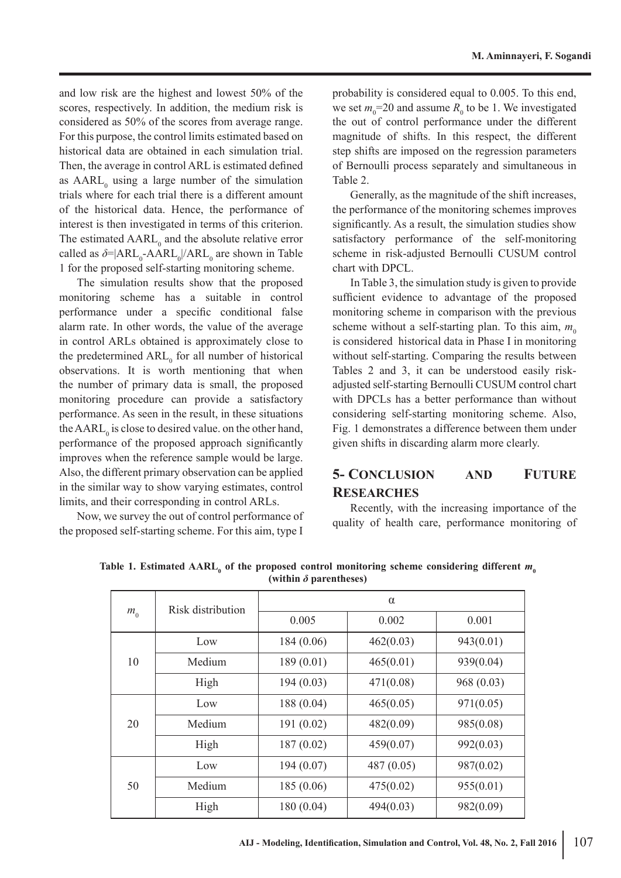and low risk are the highest and lowest 50% of the scores, respectively. In addition, the medium risk is considered as 50% of the scores from average range. For this purpose, the control limits estimated based on historical data are obtained in each simulation trial. Then, the average in control ARL is estimated defined as $AARL_0$ using a large number of the simulation trials where for each trial there is a different amount of the historical data. Hence, the performance of interest is then investigated in terms of this criterion. The estimated $AARL_0$ and the absolute relative error called as $\delta=|ARL_0\text{-}AARL_0|/ARL_0$ are shown in Table 1 for the proposed self-starting monitoring scheme.

The simulation results show that the proposed monitoring scheme has a suitable in control performance under a specific conditional false alarm rate. In other words, the value of the average in control ARLs obtained is approximately close to the predetermined $ARL_0$ for all number of historical observations. It is worth mentioning that when the number of primary data is small, the proposed monitoring procedure can provide a satisfactory performance. As seen in the result, in these situations the $AARL_0$ is close to desired value. on the other hand, performance of the proposed approach significantly improves when the reference sample would be large. Also, the different primary observation can be applied in the similar way to show varying estimates, control limits, and their corresponding in control ARLs.

Now, we survey the out of control performance of the proposed self-starting scheme. For this aim, type I probability is considered equal to 0.005. To this end, we set $m_0$=20 and assume $R_0$ to be 1. We investigated the out of control performance under the different magnitude of shifts. In this respect, the different step shifts are imposed on the regression parameters of Bernoulli process separately and simultaneous in Table 2.

Generally, as the magnitude of the shift increases, the performance of the monitoring schemes improves significantly. As a result, the simulation studies show satisfactory performance of the self-monitoring scheme in risk-adjusted Bernoulli CUSUM control chart with DPCL.

In Table 3, the simulation study is given to provide sufficient evidence to advantage of the proposed monitoring scheme in comparison with the previous scheme without a self-starting plan. To this aim, $m_0$ is considered historical data in Phase I in monitoring without self-starting. Comparing the results between Tables 2 and 3, it can be understood easily risk-adjusted self-starting Bernoulli CUSUM control chart with DPCLs has a better performance than without considering self-starting monitoring scheme. Also, Fig. 1 demonstrates a difference between them under given shifts in discarding alarm more clearly.

## 5- Conclusion and Future Researches

Recently, with the increasing importance of the quality of health care, performance monitoring of

**Table 1. Estimated $AARL_0$ of the proposed control monitoring scheme considering different $m_0$ (within $\delta$ parentheses)**

| $m_0$ | Risk distribution | α | | |
|---|---|---|---|---|
| | | 0.005 | 0.002 | 0.001 |
| 10 | Low | 184 (0.06) | 462(0.03) | 943(0.01) |
| | Medium | 189 (0.01) | 465(0.01) | 939(0.04) |
| | High | 194 (0.03) | 471(0.08) | 968 (0.03) |
| 20 | Low | 188 (0.04) | 465(0.05) | 971(0.05) |
| | Medium | 191 (0.02) | 482(0.09) | 985(0.08) |
| | High | 187 (0.02) | 459(0.07) | 992(0.03) |
| 50 | Low | 194 (0.07) | 487 (0.05) | 987(0.02) |
| | Medium | 185 (0.06) | 475(0.02) | 955(0.01) |
| | High | 180 (0.04) | 494(0.03) | 982(0.09) |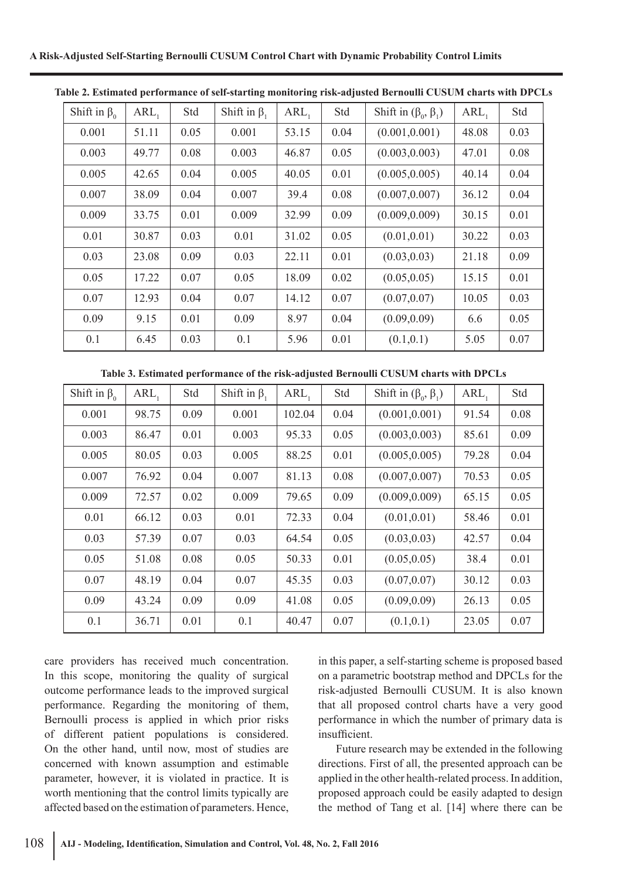**Table 2. Estimated performance of self-starting monitoring risk-adjusted Bernoulli CUSUM charts with DPCLs**

| Shift in $\beta_0$ | $ARL_1$ | Std | Shift in $\beta_1$ | $ARL_1$ | Std | Shift in $(\beta_0, \beta_1)$ | $ARL_1$ | Std |
|---|---|---|---|---|---|---|---|---|
| 0.001 | 51.11 | 0.05 | 0.001 | 53.15 | 0.04 | (0.001,0.001) | 48.08 | 0.03 |
| 0.003 | 49.77 | 0.08 | 0.003 | 46.87 | 0.05 | (0.003,0.003) | 47.01 | 0.08 |
| 0.005 | 42.65 | 0.04 | 0.005 | 40.05 | 0.01 | (0.005,0.005) | 40.14 | 0.04 |
| 0.007 | 38.09 | 0.04 | 0.007 | 39.4 | 0.08 | (0.007,0.007) | 36.12 | 0.04 |
| 0.009 | 33.75 | 0.01 | 0.009 | 32.99 | 0.09 | (0.009,0.009) | 30.15 | 0.01 |
| 0.01 | 30.87 | 0.03 | 0.01 | 31.02 | 0.05 | (0.01,0.01) | 30.22 | 0.03 |
| 0.03 | 23.08 | 0.09 | 0.03 | 22.11 | 0.01 | (0.03,0.03) | 21.18 | 0.09 |
| 0.05 | 17.22 | 0.07 | 0.05 | 18.09 | 0.02 | (0.05,0.05) | 15.15 | 0.01 |
| 0.07 | 12.93 | 0.04 | 0.07 | 14.12 | 0.07 | (0.07,0.07) | 10.05 | 0.03 |
| 0.09 | 9.15 | 0.01 | 0.09 | 8.97 | 0.04 | (0.09,0.09) | 6.6 | 0.05 |
| 0.1 | 6.45 | 0.03 | 0.1 | 5.96 | 0.01 | (0.1,0.1) | 5.05 | 0.07 |

**Table 3. Estimated performance of the risk-adjusted Bernoulli CUSUM charts with DPCLs**

| Shift in $\beta_0$ | $ARL_1$ | Std | Shift in $\beta_1$ | $ARL_1$ | Std | Shift in $(\beta_0, \beta_1)$ | $ARL_1$ | Std |
|---|---|---|---|---|---|---|---|---|
| 0.001 | 98.75 | 0.09 | 0.001 | 102.04 | 0.04 | (0.001,0.001) | 91.54 | 0.08 |
| 0.003 | 86.47 | 0.01 | 0.003 | 95.33 | 0.05 | (0.003,0.003) | 85.61 | 0.09 |
| 0.005 | 80.05 | 0.03 | 0.005 | 88.25 | 0.01 | (0.005,0.005) | 79.28 | 0.04 |
| 0.007 | 76.92 | 0.04 | 0.007 | 81.13 | 0.08 | (0.007,0.007) | 70.53 | 0.05 |
| 0.009 | 72.57 | 0.02 | 0.009 | 79.65 | 0.09 | (0.009,0.009) | 65.15 | 0.05 |
| 0.01 | 66.12 | 0.03 | 0.01 | 72.33 | 0.04 | (0.01,0.01) | 58.46 | 0.01 |
| 0.03 | 57.39 | 0.07 | 0.03 | 64.54 | 0.05 | (0.03,0.03) | 42.57 | 0.04 |
| 0.05 | 51.08 | 0.08 | 0.05 | 50.33 | 0.01 | (0.05,0.05) | 38.4 | 0.01 |
| 0.07 | 48.19 | 0.04 | 0.07 | 45.35 | 0.03 | (0.07,0.07) | 30.12 | 0.03 |
| 0.09 | 43.24 | 0.09 | 0.09 | 41.08 | 0.05 | (0.09,0.09) | 26.13 | 0.05 |
| 0.1 | 36.71 | 0.01 | 0.1 | 40.47 | 0.07 | (0.1,0.1) | 23.05 | 0.07 |

care providers has received much concentration. In this scope, monitoring the quality of surgical outcome performance leads to the improved surgical performance. Regarding the monitoring of them, Bernoulli process is applied in which prior risks of different patient populations is considered. On the other hand, until now, most of studies are concerned with known assumption and estimable parameter, however, it is violated in practice. It is worth mentioning that the control limits typically are affected based on the estimation of parameters. Hence, in this paper, a self-starting scheme is proposed based on a parametric bootstrap method and DPCLs for the risk-adjusted Bernoulli CUSUM. It is also known that all proposed control charts have a very good performance in which the number of primary data is insufficient.

Future research may be extended in the following directions. First of all, the presented approach can be applied in the other health-related process. In addition, proposed approach could be easily adapted to design the method of Tang et al. [14] where there can be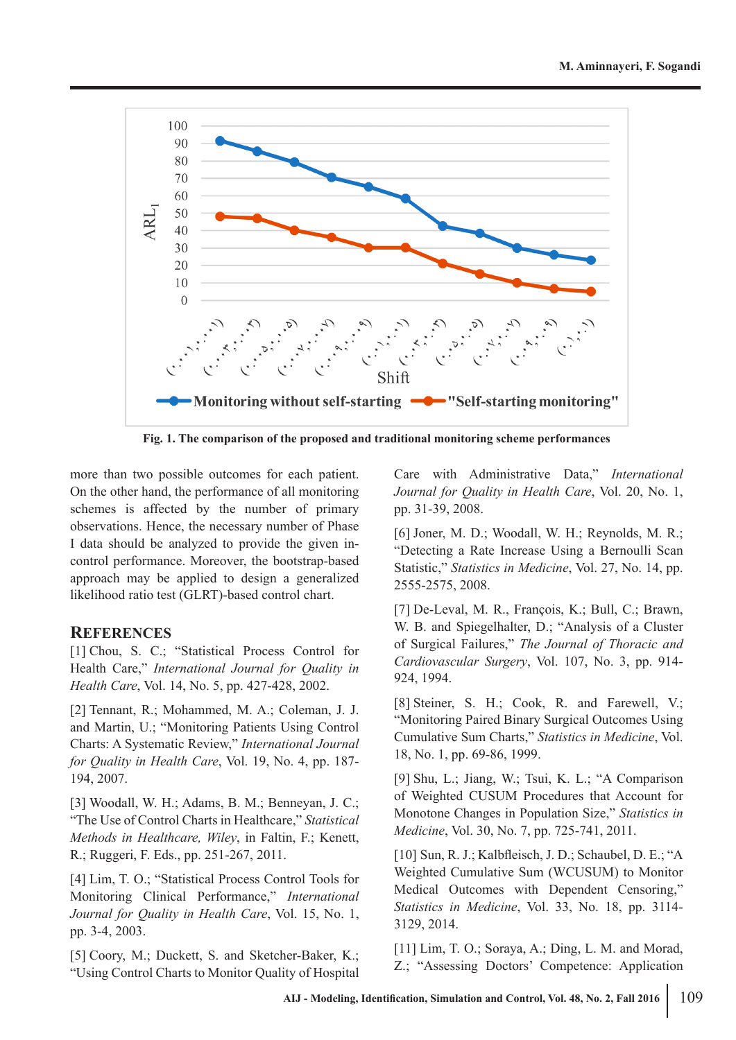Fig. 1. The comparison of the proposed and traditional monitoring scheme performances

more than two possible outcomes for each patient. On the other hand, the performance of all monitoring schemes is affected by the number of primary observations. Hence, the necessary number of Phase I data should be analyzed to provide the given in-control performance. Moreover, the bootstrap-based approach may be applied to design a generalized likelihood ratio test (GLRT)-based control chart.

## REFERENCES

[1] Chou, S. C.; "Statistical Process Control for Health Care," *International Journal for Quality in Health Care*, Vol. 14, No. 5, pp. 427-428, 2002.

[2] Tennant, R.; Mohammed, M. A.; Coleman, J. J. and Martin, U.; "Monitoring Patients Using Control Charts: A Systematic Review," *International Journal for Quality in Health Care*, Vol. 19, No. 4, pp. 187-194, 2007.

[3] Woodall, W. H.; Adams, B. M.; Benneyan, J. C.; "The Use of Control Charts in Healthcare," *Statistical Methods in Healthcare, Wiley*, in Faltin, F.; Kenett, R.; Ruggeri, F. Eds., pp. 251-267, 2011.

[4] Lim, T. O.; "Statistical Process Control Tools for Monitoring Clinical Performance," *International Journal for Quality in Health Care*, Vol. 15, No. 1, pp. 3-4, 2003.

[5] Coory, M.; Duckett, S. and Sketcher-Baker, K.; "Using Control Charts to Monitor Quality of Hospital Care with Administrative Data," *International Journal for Quality in Health Care*, Vol. 20, No. 1, pp. 31-39, 2008.

[6] Joner, M. D.; Woodall, W. H.; Reynolds, M. R.; "Detecting a Rate Increase Using a Bernoulli Scan Statistic," *Statistics in Medicine*, Vol. 27, No. 14, pp. 2555-2575, 2008.

[7] De-Leval, M. R., François, K.; Bull, C.; Brawn, W. B. and Spiegelhalter, D.; "Analysis of a Cluster of Surgical Failures," *The Journal of Thoracic and Cardiovascular Surgery*, Vol. 107, No. 3, pp. 914-924, 1994.

[8] Steiner, S. H.; Cook, R. and Farewell, V.; "Monitoring Paired Binary Surgical Outcomes Using Cumulative Sum Charts," *Statistics in Medicine*, Vol. 18, No. 1, pp. 69-86, 1999.

[9] Shu, L.; Jiang, W.; Tsui, K. L.; "A Comparison of Weighted CUSUM Procedures that Account for Monotone Changes in Population Size," *Statistics in Medicine*, Vol. 30, No. 7, pp. 725-741, 2011.

[10] Sun, R. J.; Kalbfleisch, J. D.; Schaubel, D. E.; "A Weighted Cumulative Sum (WCUSUM) to Monitor Medical Outcomes with Dependent Censoring," *Statistics in Medicine*, Vol. 33, No. 18, pp. 3114-3129, 2014.

[11] Lim, T. O.; Soraya, A.; Ding, L. M. and Morad, Z.; "Assessing Doctors' Competence: Application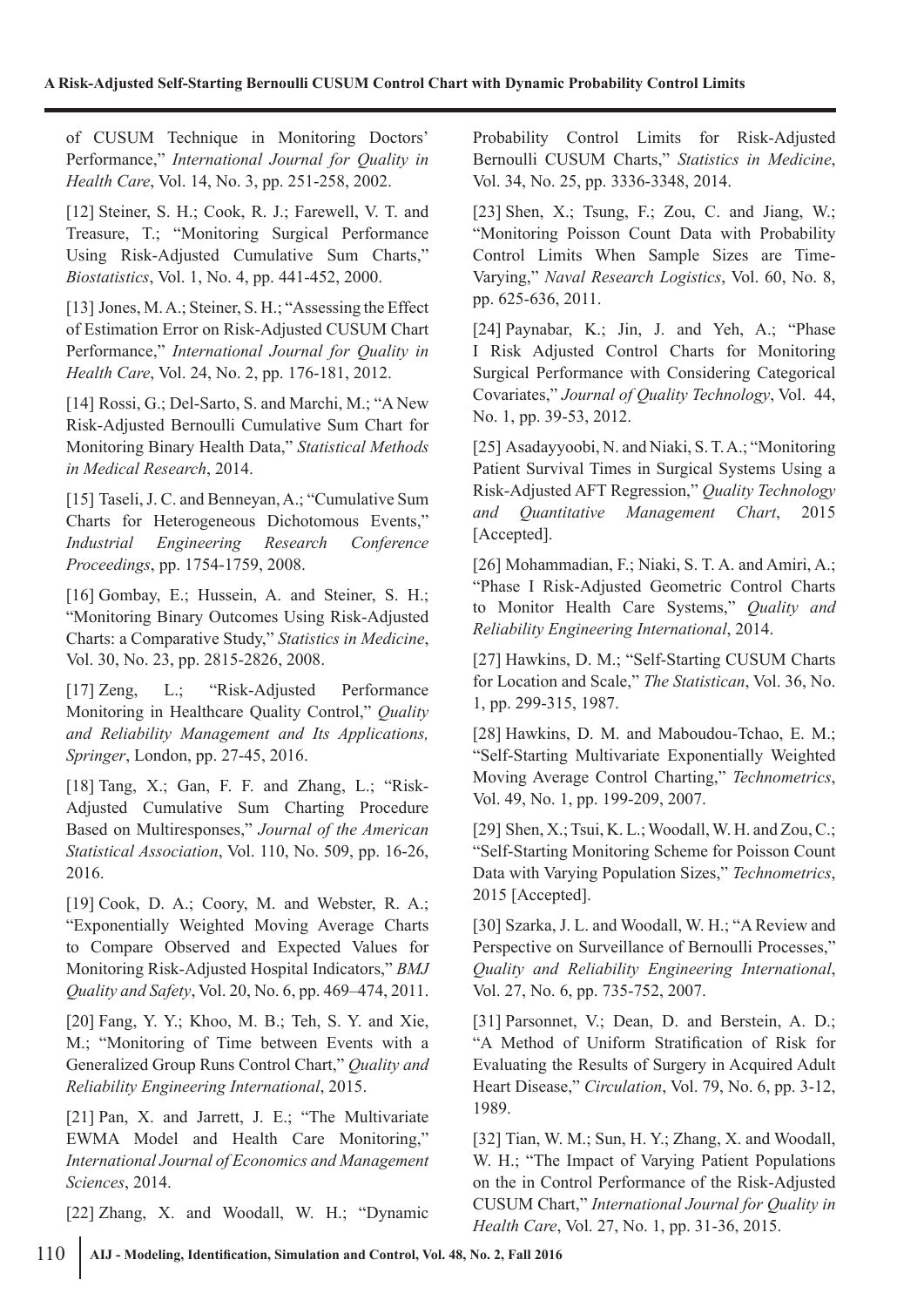of CUSUM Technique in Monitoring Doctors' Performance," *International Journal for Quality in Health Care*, Vol. 14, No. 3, pp. 251-258, 2002.

[12] Steiner, S. H.; Cook, R. J.; Farewell, V. T. and Treasure, T.; "Monitoring Surgical Performance Using Risk-Adjusted Cumulative Sum Charts," *Biostatistics*, Vol. 1, No. 4, pp. 441-452, 2000.

[13] Jones, M. A.; Steiner, S. H.; "Assessing the Effect of Estimation Error on Risk-Adjusted CUSUM Chart Performance," *International Journal for Quality in Health Care*, Vol. 24, No. 2, pp. 176-181, 2012.

[14] Rossi, G.; Del-Sarto, S. and Marchi, M.; "A New Risk-Adjusted Bernoulli Cumulative Sum Chart for Monitoring Binary Health Data," *Statistical Methods in Medical Research*, 2014.

[15] Taseli, J. C. and Benneyan, A.; "Cumulative Sum Charts for Heterogeneous Dichotomous Events," *Industrial Engineering Research Conference Proceedings*, pp. 1754-1759, 2008.

[16] Gombay, E.; Hussein, A. and Steiner, S. H.; "Monitoring Binary Outcomes Using Risk-Adjusted Charts: a Comparative Study," *Statistics in Medicine*, Vol. 30, No. 23, pp. 2815-2826, 2008.

[17] Zeng, L.; "Risk-Adjusted Performance Monitoring in Healthcare Quality Control," *Quality and Reliability Management and Its Applications, Springer*, London, pp. 27-45, 2016.

[18] Tang, X.; Gan, F. F. and Zhang, L.; "Risk-Adjusted Cumulative Sum Charting Procedure Based on Multiresponses," *Journal of the American Statistical Association*, Vol. 110, No. 509, pp. 16-26, 2016.

[19] Cook, D. A.; Coory, M. and Webster, R. A.; "Exponentially Weighted Moving Average Charts to Compare Observed and Expected Values for Monitoring Risk-Adjusted Hospital Indicators," *BMJ Quality and Safety*, Vol. 20, No. 6, pp. 469–474, 2011.

[20] Fang, Y. Y.; Khoo, M. B.; Teh, S. Y. and Xie, M.; "Monitoring of Time between Events with a Generalized Group Runs Control Chart," *Quality and Reliability Engineering International*, 2015.

[21] Pan, X. and Jarrett, J. E.; "The Multivariate EWMA Model and Health Care Monitoring," *International Journal of Economics and Management Sciences*, 2014.

[22] Zhang, X. and Woodall, W. H.; "Dynamic Probability Control Limits for Risk-Adjusted Bernoulli CUSUM Charts," *Statistics in Medicine*, Vol. 34, No. 25, pp. 3336-3348, 2014.

[23] Shen, X.; Tsung, F.; Zou, C. and Jiang, W.; "Monitoring Poisson Count Data with Probability Control Limits When Sample Sizes are Time-Varying," *Naval Research Logistics*, Vol. 60, No. 8, pp. 625-636, 2011.

[24] Paynabar, K.; Jin, J. and Yeh, A.; "Phase I Risk Adjusted Control Charts for Monitoring Surgical Performance with Considering Categorical Covariates," *Journal of Quality Technology*, Vol. 44, No. 1, pp. 39-53, 2012.

[25] Asadayyoobi, N. and Niaki, S. T. A.; "Monitoring Patient Survival Times in Surgical Systems Using a Risk-Adjusted AFT Regression," *Quality Technology and Quantitative Management Chart*, 2015 [Accepted].

[26] Mohammadian, F.; Niaki, S. T. A. and Amiri, A.; "Phase I Risk-Adjusted Geometric Control Charts to Monitor Health Care Systems," *Quality and Reliability Engineering International*, 2014.

[27] Hawkins, D. M.; "Self-Starting CUSUM Charts for Location and Scale," *The Statistican*, Vol. 36, No. 1, pp. 299-315, 1987.

[28] Hawkins, D. M. and Maboudou-Tchao, E. M.; "Self-Starting Multivariate Exponentially Weighted Moving Average Control Charting," *Technometrics*, Vol. 49, No. 1, pp. 199-209, 2007.

[29] Shen, X.; Tsui, K. L.; Woodall, W. H. and Zou, C.; "Self-Starting Monitoring Scheme for Poisson Count Data with Varying Population Sizes," *Technometrics*, 2015 [Accepted].

[30] Szarka, J. L. and Woodall, W. H.; "A Review and Perspective on Surveillance of Bernoulli Processes," *Quality and Reliability Engineering International*, Vol. 27, No. 6, pp. 735-752, 2007.

[31] Parsonnet, V.; Dean, D. and Berstein, A. D.; "A Method of Uniform Stratification of Risk for Evaluating the Results of Surgery in Acquired Adult Heart Disease," *Circulation*, Vol. 79, No. 6, pp. 3-12, 1989.

[32] Tian, W. M.; Sun, H. Y.; Zhang, X. and Woodall, W. H.; "The Impact of Varying Patient Populations on the in Control Performance of the Risk-Adjusted CUSUM Chart," *International Journal for Quality in Health Care*, Vol. 27, No. 1, pp. 31-36, 2015.